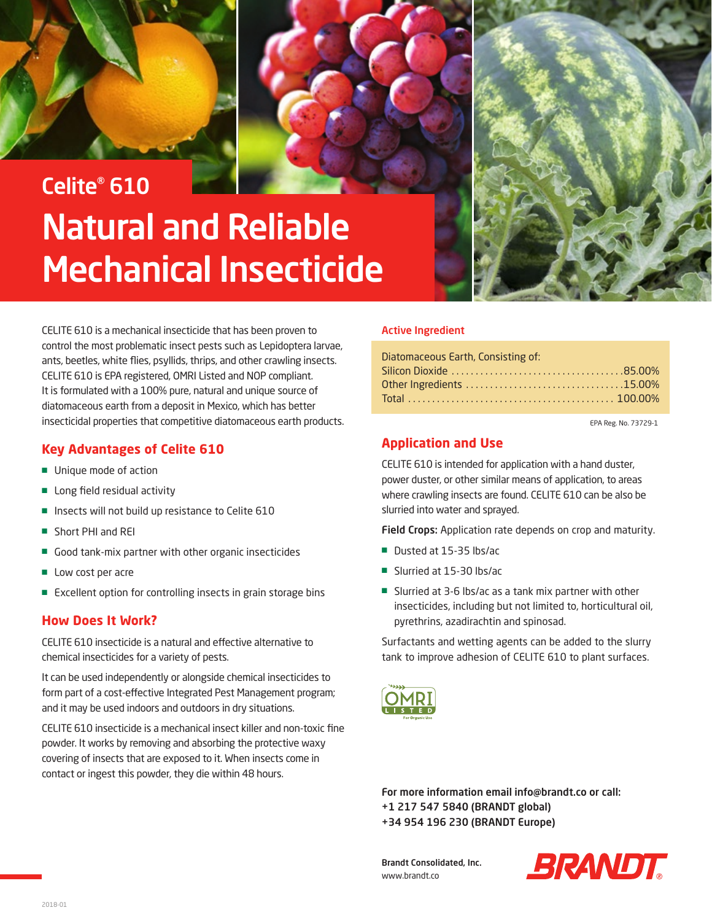# Celite® 610

# Natural and Reliable Mechanical Insecticide

CELITE 610 is a mechanical insecticide that has been proven to control the most problematic insect pests such as Lepidoptera larvae, ants, beetles, white flies, psyllids, thrips, and other crawling insects. CELITE 610 is EPA registered, OMRI Listed and NOP compliant. It is formulated with a 100% pure, natural and unique source of diatomaceous earth from a deposit in Mexico, which has better insecticidal properties that competitive diatomaceous earth products.

## Key Advantages of Celite 610

- Unique mode of action
- Long field residual activity
- Insects will not build up resistance to Celite 610
- Short PHI and REI
- Good tank-mix partner with other organic insecticides
- Low cost per acre
- Excellent option for controlling insects in grain storage bins

## How Does It Work?

CELITE 610 insecticide is a natural and effective alternative to chemical insecticides for a variety of pests.

It can be used independently or alongside chemical insecticides to form part of a cost-effective Integrated Pest Management program; and it may be used indoors and outdoors in dry situations.

CELITE 610 insecticide is a mechanical insect killer and non-toxic fine powder. It works by removing and absorbing the protective waxy covering of insects that are exposed to it. When insects come in contact or ingest this powder, they die within 48 hours.

## Active Ingredient

| Diatomaceous Earth, Consisting of: | |
|---|---|
| Silicon Dioxide | 85.00% |
| Other Ingredients | 15.00% |
| Total | 100.00% |

EPA Reg. No. 73729-1

## Application and Use

CELITE 610 is intended for application with a hand duster, power duster, or other similar means of application, to areas where crawling insects are found. CELITE 610 can be also be slurried into water and sprayed.

**Field Crops:** Application rate depends on crop and maturity.

- Dusted at 15-35 lbs/ac
- Slurried at 15-30 lbs/ac
- Slurried at 3-6 lbs/ac as a tank mix partner with other insecticides, including but not limited to, horticultural oil, pyrethrins, azadirachtin and spinosad.

Surfactants and wetting agents can be added to the slurry tank to improve adhesion of CELITE 610 to plant surfaces.

OMRI LISTED For Organic Use

**For more information email info@brandt.co or call:**
**+1 217 547 5840 (BRANDT global)**
**+34 954 196 230 (BRANDT Europe)**

**Brandt Consolidated, Inc.**
www.brandt.co

BRANDT®

2018-01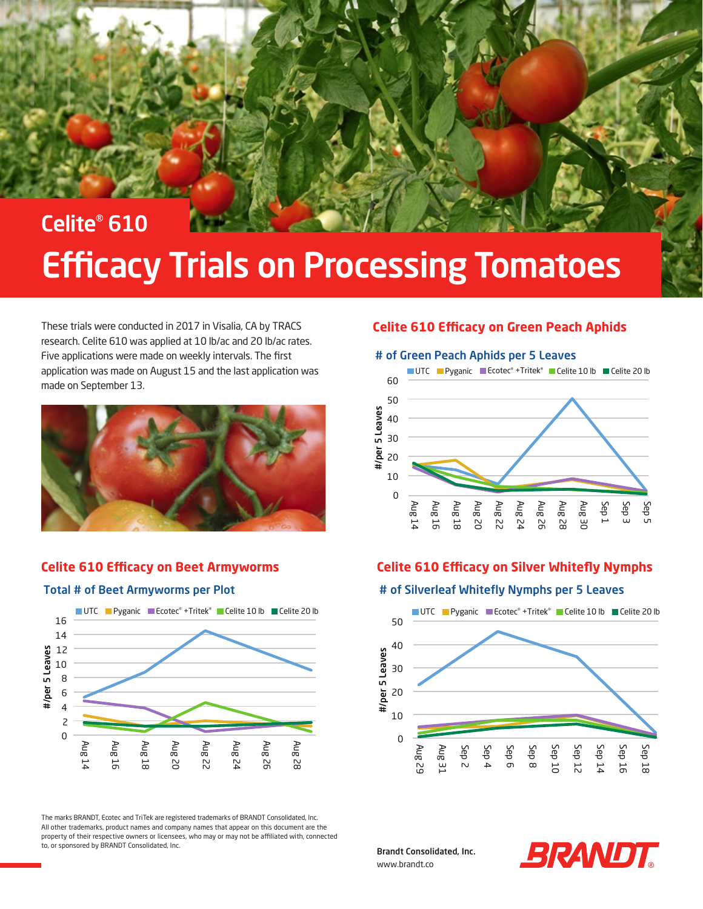## Celite® 610

# Efficacy Trials on Processing Tomatoes

These trials were conducted in 2017 in Visalia, CA by TRACS research. Celite 610 was applied at 10 lb/ac and 20 lb/ac rates. Five applications were made on weekly intervals. The first application was made on August 15 and the last application was made on September 13.

### Celite 610 Efficacy on Green Peach Aphids

**# of Green Peach Aphids per 5 Leaves**

UTC, Pyganic, Ecotec® +Tritek®, Celite 10 lb, Celite 20 lb

#/per 5 Leaves

60, 50, 40, 30, 20, 10, 0

Aug 14, Aug 16, Aug 18, Aug 20, Aug 22, Aug 24, Aug 26, Aug 28, Aug 30, Sep 1, Sep 3, Sep 5

### Celite 610 Efficacy on Beet Armyworms

**Total # of Beet Armyworms per Plot**

UTC, Pyganic, Ecotec® +Tritek®, Celite 10 lb, Celite 20 lb

#/per 5 Leaves

16, 14, 12, 10, 8, 6, 4, 2, 0

Aug 14, Aug 16, Aug 18, Aug 20, Aug 22, Aug 24, Aug 26, Aug 28

### Celite 610 Efficacy on Silver Whitefly Nymphs

**# of Silverleaf Whitefly Nymphs per 5 Leaves**

UTC, Pyganic, Ecotec® +Tritek®, Celite 10 lb, Celite 20 lb

#/per 5 Leaves

50, 40, 30, 20, 10, 0

Aug 29, Aug 31, Sep 2, Sep 4, Sep 6, Sep 8, Sep 10, Sep 12, Sep 14, Sep 16, Sep 18

The marks BRANDT, Ecotec and TriTek are registered trademarks of BRANDT Consolidated, Inc. All other trademarks, product names and company names that appear on this document are the property of their respective owners or licensees, who may or may not be affiliated with, connected to, or sponsored by BRANDT Consolidated, Inc.

**Brandt Consolidated, Inc.**
www.brandt.co

BRANDT®